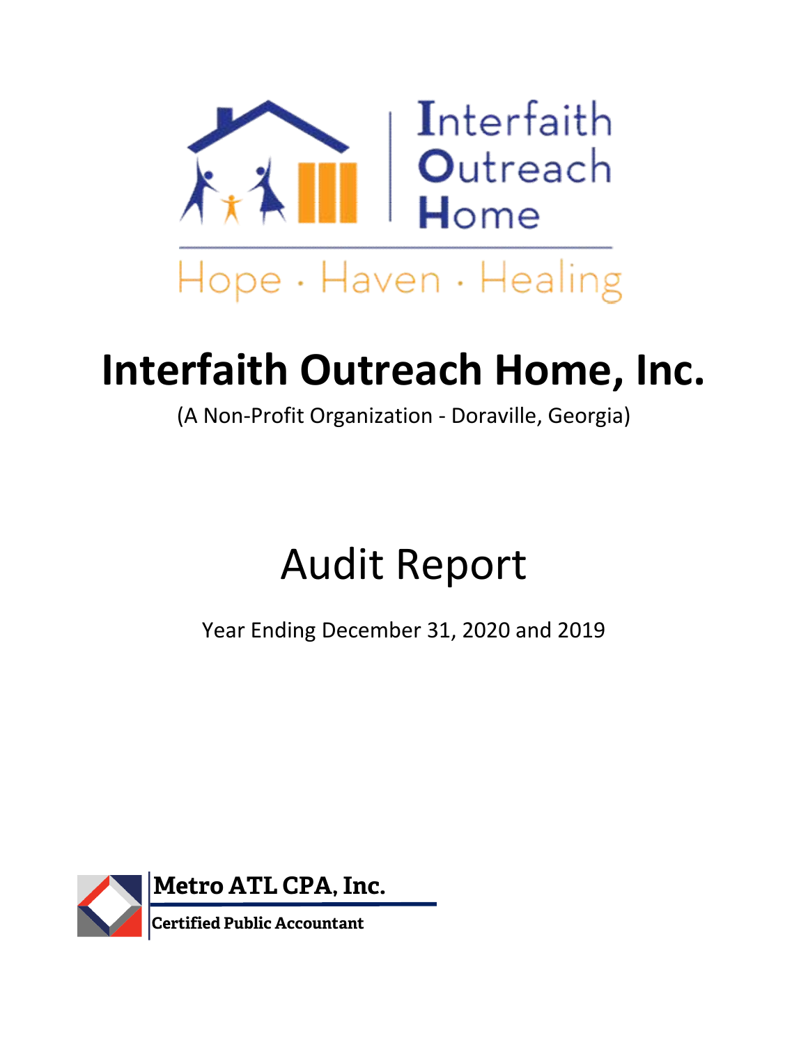Interfaith Outreach Home

Hope · Haven · Healing

# Interfaith Outreach Home, Inc.

(A Non-Profit Organization - Doraville, Georgia)

# Audit Report

Year Ending December 31, 2020 and 2019

**Metro ATL CPA, Inc.**

**Certified Public Accountant**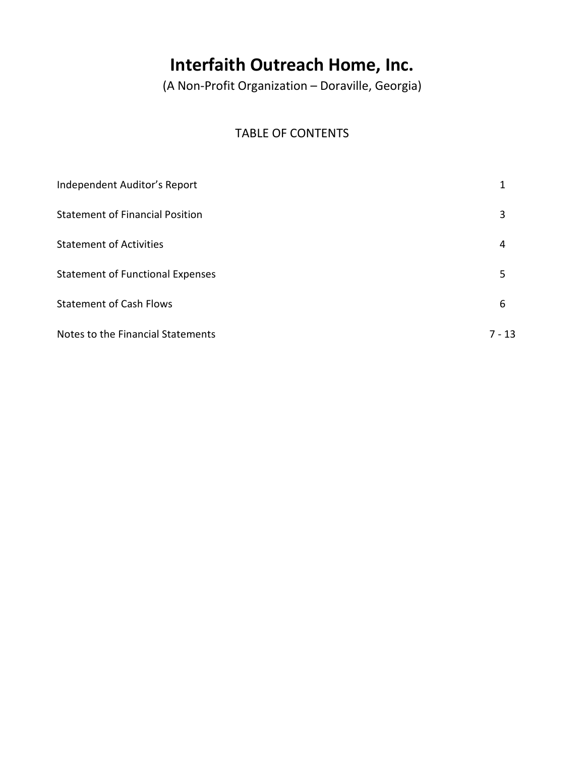# Interfaith Outreach Home, Inc.

(A Non-Profit Organization – Doraville, Georgia)

## TABLE OF CONTENTS

| | |
|---|---|
| Independent Auditor's Report | 1 |
| Statement of Financial Position | 3 |
| Statement of Activities | 4 |
| Statement of Functional Expenses | 5 |
| Statement of Cash Flows | 6 |
| Notes to the Financial Statements | 7 - 13 |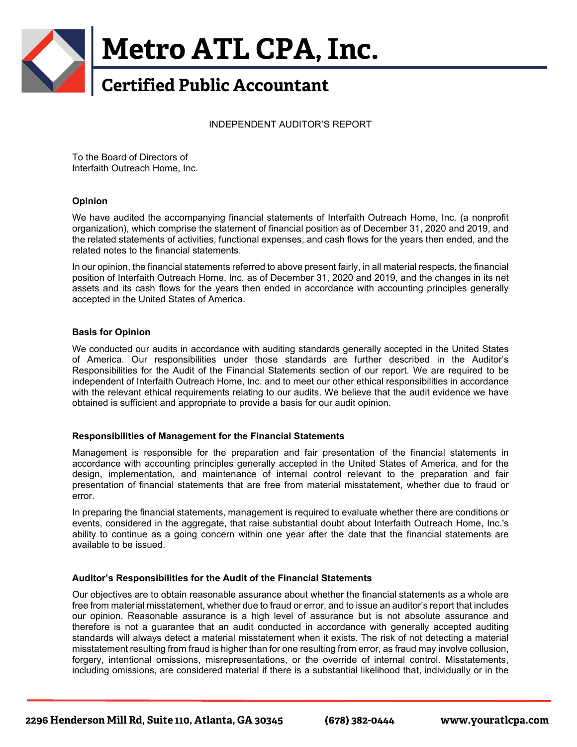# Metro ATL CPA, Inc.

## Certified Public Accountant

INDEPENDENT AUDITOR'S REPORT

To the Board of Directors of
Interfaith Outreach Home, Inc.

**Opinion**

We have audited the accompanying financial statements of Interfaith Outreach Home, Inc. (a nonprofit organization), which comprise the statement of financial position as of December 31, 2020 and 2019, and the related statements of activities, functional expenses, and cash flows for the years then ended, and the related notes to the financial statements.

In our opinion, the financial statements referred to above present fairly, in all material respects, the financial position of Interfaith Outreach Home, Inc. as of December 31, 2020 and 2019, and the changes in its net assets and its cash flows for the years then ended in accordance with accounting principles generally accepted in the United States of America.

**Basis for Opinion**

We conducted our audits in accordance with auditing standards generally accepted in the United States of America. Our responsibilities under those standards are further described in the Auditor's Responsibilities for the Audit of the Financial Statements section of our report. We are required to be independent of Interfaith Outreach Home, Inc. and to meet our other ethical responsibilities in accordance with the relevant ethical requirements relating to our audits. We believe that the audit evidence we have obtained is sufficient and appropriate to provide a basis for our audit opinion.

**Responsibilities of Management for the Financial Statements**

Management is responsible for the preparation and fair presentation of the financial statements in accordance with accounting principles generally accepted in the United States of America, and for the design, implementation, and maintenance of internal control relevant to the preparation and fair presentation of financial statements that are free from material misstatement, whether due to fraud or error.

In preparing the financial statements, management is required to evaluate whether there are conditions or events, considered in the aggregate, that raise substantial doubt about Interfaith Outreach Home, Inc.'s ability to continue as a going concern within one year after the date that the financial statements are available to be issued.

**Auditor's Responsibilities for the Audit of the Financial Statements**

Our objectives are to obtain reasonable assurance about whether the financial statements as a whole are free from material misstatement, whether due to fraud or error, and to issue an auditor's report that includes our opinion. Reasonable assurance is a high level of assurance but is not absolute assurance and therefore is not a guarantee that an audit conducted in accordance with generally accepted auditing standards will always detect a material misstatement when it exists. The risk of not detecting a material misstatement resulting from fraud is higher than for one resulting from error, as fraud may involve collusion, forgery, intentional omissions, misrepresentations, or the override of internal control. Misstatements, including omissions, are considered material if there is a substantial likelihood that, individually or in the

2296 Henderson Mill Rd, Suite 110, Atlanta, GA 30345 (678) 382-0444 www.youratlcpa.com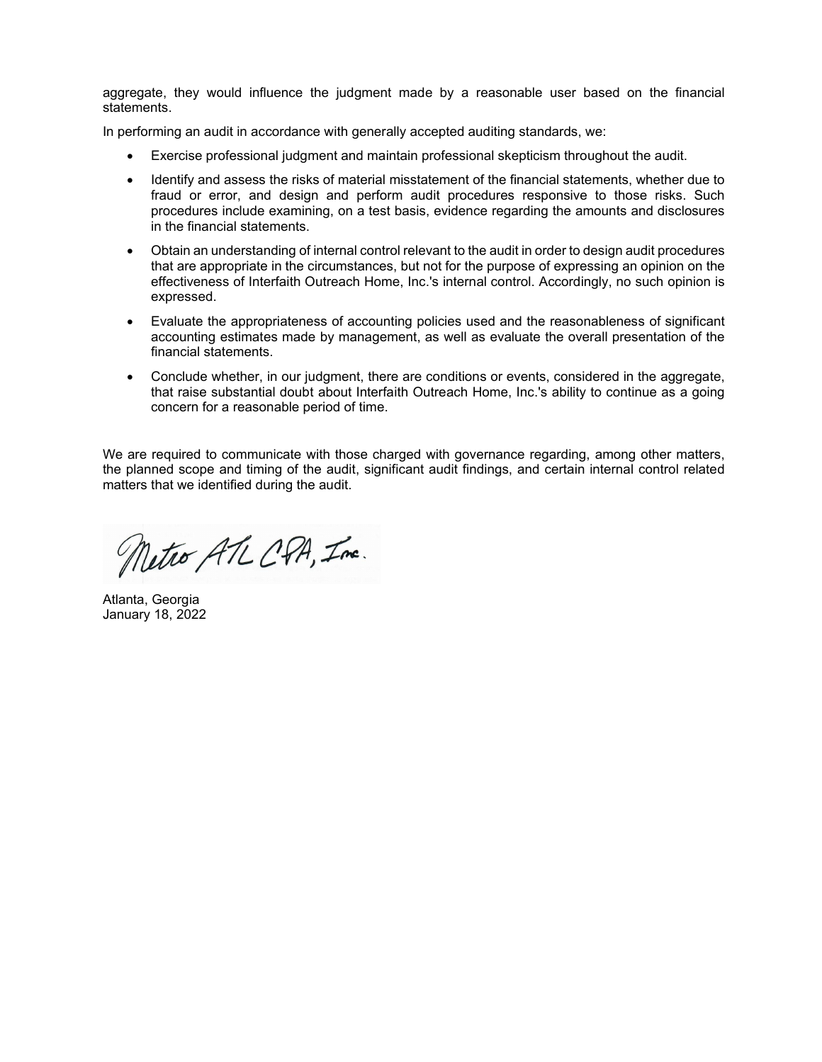aggregate, they would influence the judgment made by a reasonable user based on the financial statements.

In performing an audit in accordance with generally accepted auditing standards, we:

- Exercise professional judgment and maintain professional skepticism throughout the audit.
- Identify and assess the risks of material misstatement of the financial statements, whether due to fraud or error, and design and perform audit procedures responsive to those risks. Such procedures include examining, on a test basis, evidence regarding the amounts and disclosures in the financial statements.
- Obtain an understanding of internal control relevant to the audit in order to design audit procedures that are appropriate in the circumstances, but not for the purpose of expressing an opinion on the effectiveness of Interfaith Outreach Home, Inc.'s internal control. Accordingly, no such opinion is expressed.
- Evaluate the appropriateness of accounting policies used and the reasonableness of significant accounting estimates made by management, as well as evaluate the overall presentation of the financial statements.
- Conclude whether, in our judgment, there are conditions or events, considered in the aggregate, that raise substantial doubt about Interfaith Outreach Home, Inc.'s ability to continue as a going concern for a reasonable period of time.

We are required to communicate with those charged with governance regarding, among other matters, the planned scope and timing of the audit, significant audit findings, and certain internal control related matters that we identified during the audit.

Metro ATL CPA, Inc.

Atlanta, Georgia
January 18, 2022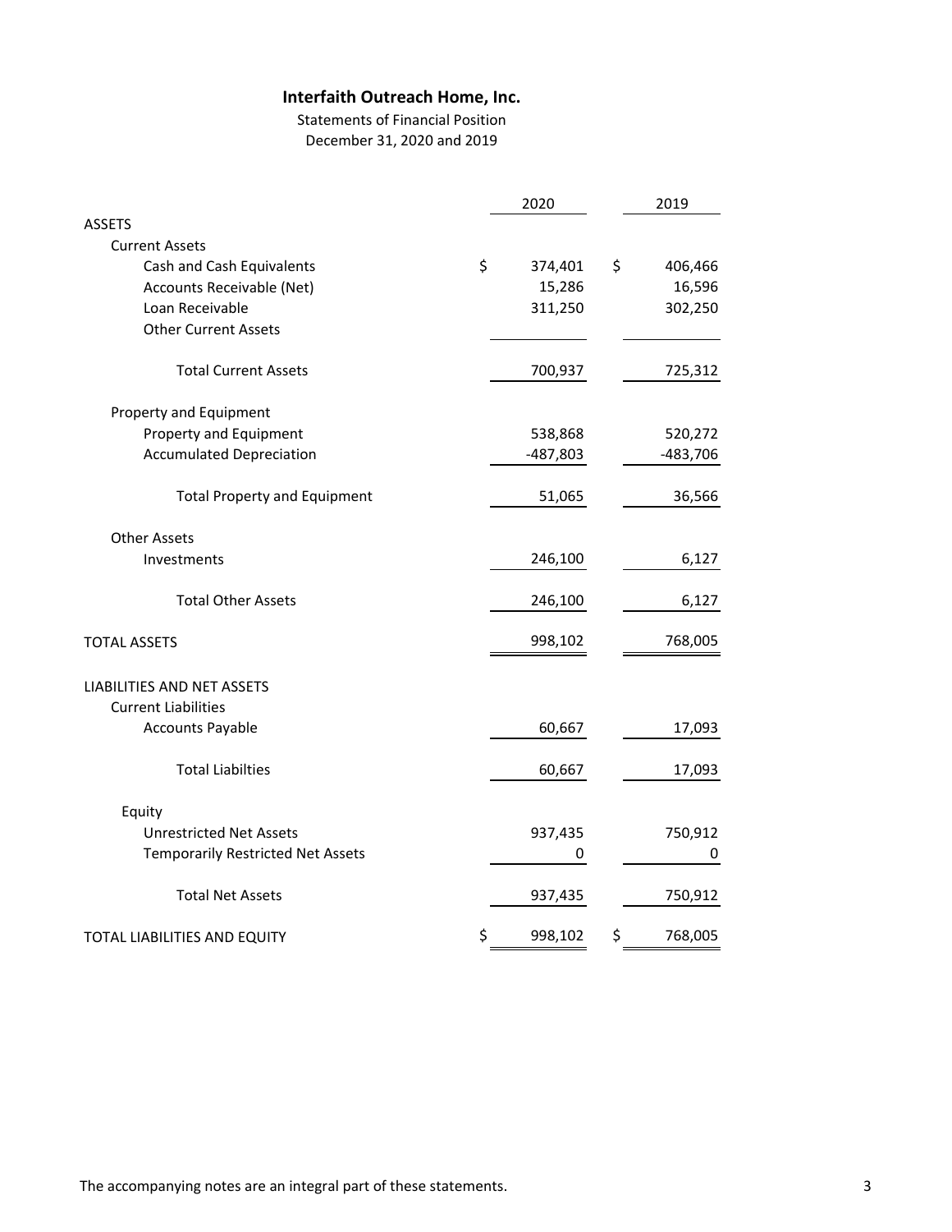# Interfaith Outreach Home, Inc.

Statements of Financial Position

December 31, 2020 and 2019

| | 2020 | 2019 |
|---|---|---|
| **ASSETS** | | |
| Current Assets | | |
| Cash and Cash Equivalents | $ 374,401 | $ 406,466 |
| Accounts Receivable (Net) | 15,286 | 16,596 |
| Loan Receivable | 311,250 | 302,250 |
| Other Current Assets | | |
| Total Current Assets | 700,937 | 725,312 |
| Property and Equipment | | |
| Property and Equipment | 538,868 | 520,272 |
| Accumulated Depreciation | -487,803 | -483,706 |
| Total Property and Equipment | 51,065 | 36,566 |
| Other Assets | | |
| Investments | 246,100 | 6,127 |
| Total Other Assets | 246,100 | 6,127 |
| **TOTAL ASSETS** | 998,102 | 768,005 |
| **LIABILITIES AND NET ASSETS** | | |
| Current Liabilities | | |
| Accounts Payable | 60,667 | 17,093 |
| Total Liabilties | 60,667 | 17,093 |
| Equity | | |
| Unrestricted Net Assets | 937,435 | 750,912 |
| Temporarily Restricted Net Assets | 0 | 0 |
| Total Net Assets | 937,435 | 750,912 |
| **TOTAL LIABILITIES AND EQUITY** | $ 998,102 | $ 768,005 |

The accompanying notes are an integral part of these statements.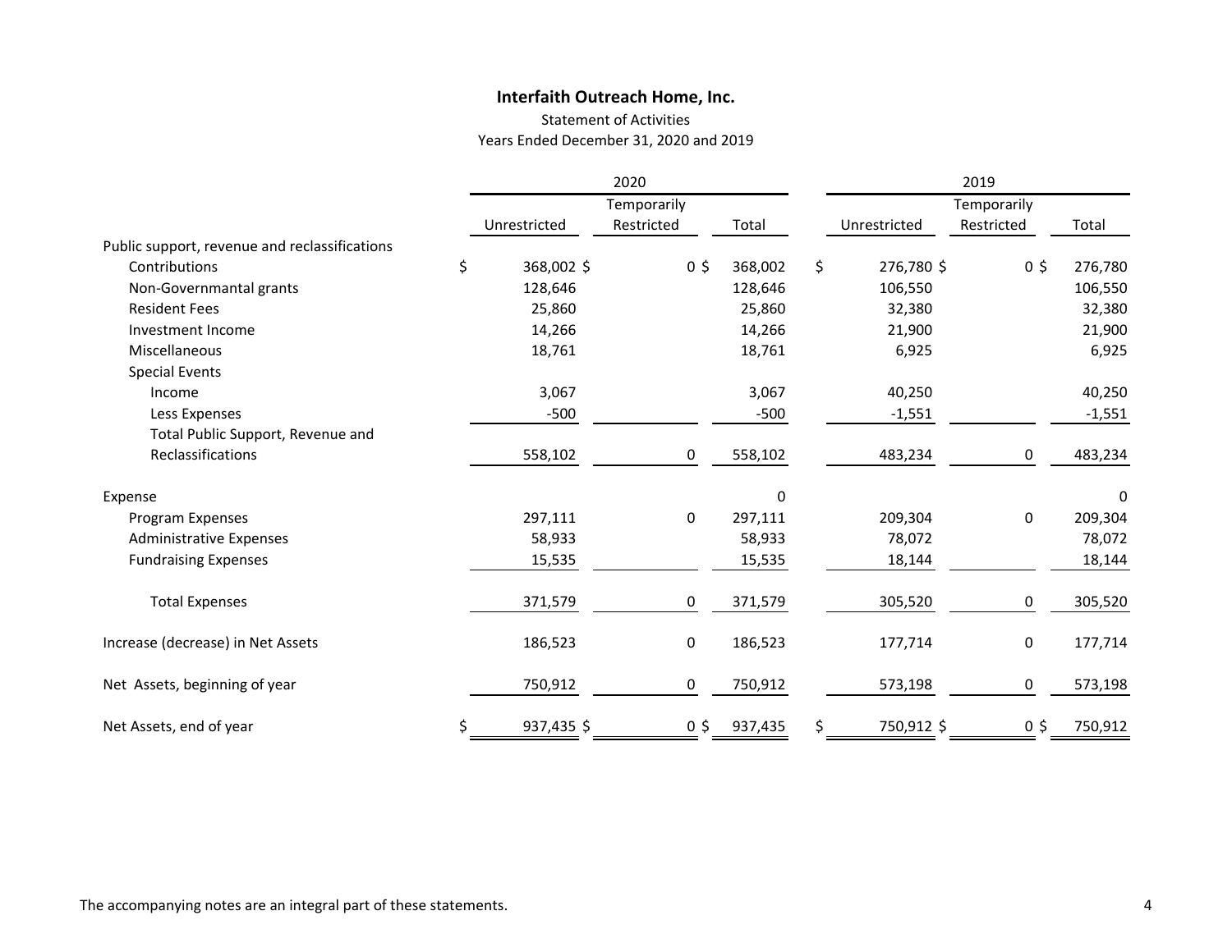# Interfaith Outreach Home, Inc.

Statement of Activities

Years Ended December 31, 2020 and 2019

| | 2020 | | | 2019 | | |
|---|---|---|---|---|---|---|
| | Unrestricted | Temporarily Restricted | Total | Unrestricted | Temporarily Restricted | Total |
| **Public support, revenue and reclassifications** | | | | | | |
| Contributions | $ 368,002 | $ 0 | $ 368,002 | $ 276,780 | $ 0 | $ 276,780 |
| Non-Governmantal grants | 128,646 | | 128,646 | 106,550 | | 106,550 |
| Resident Fees | 25,860 | | 25,860 | 32,380 | | 32,380 |
| Investment Income | 14,266 | | 14,266 | 21,900 | | 21,900 |
| Miscellaneous | 18,761 | | 18,761 | 6,925 | | 6,925 |
| Special Events | | | | | | |
| Income | 3,067 | | 3,067 | 40,250 | | 40,250 |
| Less Expenses | -500 | | -500 | -1,551 | | -1,551 |
| Total Public Support, Revenue and Reclassifications | 558,102 | 0 | 558,102 | 483,234 | 0 | 483,234 |
| **Expense** | | | 0 | | | 0 |
| Program Expenses | 297,111 | 0 | 297,111 | 209,304 | 0 | 209,304 |
| Administrative Expenses | 58,933 | | 58,933 | 78,072 | | 78,072 |
| Fundraising Expenses | 15,535 | | 15,535 | 18,144 | | 18,144 |
| Total Expenses | 371,579 | 0 | 371,579 | 305,520 | 0 | 305,520 |
| Increase (decrease) in Net Assets | 186,523 | 0 | 186,523 | 177,714 | 0 | 177,714 |
| Net Assets, beginning of year | 750,912 | 0 | 750,912 | 573,198 | 0 | 573,198 |
| Net Assets, end of year | $ 937,435 | $ 0 | $ 937,435 | $ 750,912 | $ 0 | $ 750,912 |

The accompanying notes are an integral part of these statements.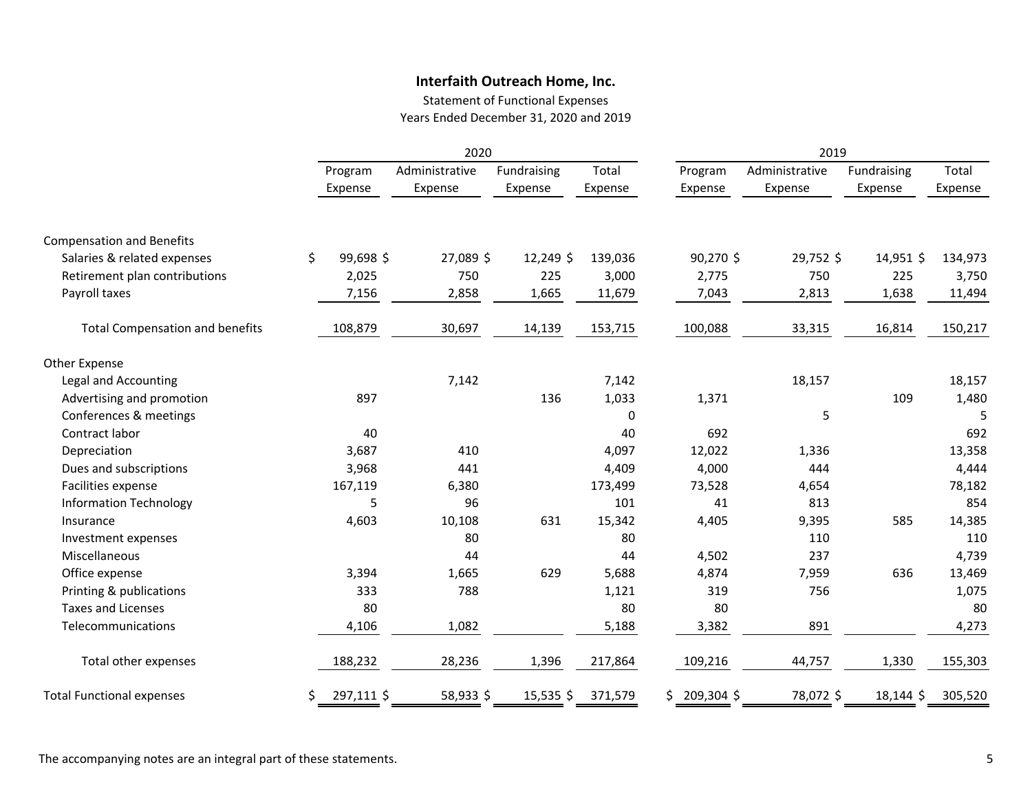**Interfaith Outreach Home, Inc.**

Statement of Functional Expenses

Years Ended December 31, 2020 and 2019

| | 2020 | | | | 2019 | | | |
|---|---|---|---|---|---|---|---|---|
| | Program Expense | Administrative Expense | Fundraising Expense | Total Expense | Program Expense | Administrative Expense | Fundraising Expense | Total Expense |
| Compensation and Benefits | | | | | | | | |
| Salaries & related expenses | $ 99,698 | $ 27,089 | $ 12,249 | $ 139,036 | 90,270 | $ 29,752 | $ 14,951 | $ 134,973 |
| Retirement plan contributions | 2,025 | 750 | 225 | 3,000 | 2,775 | 750 | 225 | 3,750 |
| Payroll taxes | 7,156 | 2,858 | 1,665 | 11,679 | 7,043 | 2,813 | 1,638 | 11,494 |
| Total Compensation and benefits | 108,879 | 30,697 | 14,139 | 153,715 | 100,088 | 33,315 | 16,814 | 150,217 |
| Other Expense | | | | | | | | |
| Legal and Accounting | | 7,142 | | 7,142 | | 18,157 | | 18,157 |
| Advertising and promotion | 897 | | 136 | 1,033 | 1,371 | | 109 | 1,480 |
| Conferences & meetings | | | | 0 | | 5 | | 5 |
| Contract labor | 40 | | | 40 | 692 | | | 692 |
| Depreciation | 3,687 | 410 | | 4,097 | 12,022 | 1,336 | | 13,358 |
| Dues and subscriptions | 3,968 | 441 | | 4,409 | 4,000 | 444 | | 4,444 |
| Facilities expense | 167,119 | 6,380 | | 173,499 | 73,528 | 4,654 | | 78,182 |
| Information Technology | 5 | 96 | | 101 | 41 | 813 | | 854 |
| Insurance | 4,603 | 10,108 | 631 | 15,342 | 4,405 | 9,395 | 585 | 14,385 |
| Investment expenses | | 80 | | 80 | | 110 | | 110 |
| Miscellaneous | | 44 | | 44 | 4,502 | 237 | | 4,739 |
| Office expense | 3,394 | 1,665 | 629 | 5,688 | 4,874 | 7,959 | 636 | 13,469 |
| Printing & publications | 333 | 788 | | 1,121 | 319 | 756 | | 1,075 |
| Taxes and Licenses | 80 | | | 80 | 80 | | | 80 |
| Telecommunications | 4,106 | 1,082 | | 5,188 | 3,382 | 891 | | 4,273 |
| Total other expenses | 188,232 | 28,236 | 1,396 | 217,864 | 109,216 | 44,757 | 1,330 | 155,303 |
| Total Functional expenses | $ 297,111 | $ 58,933 | $ 15,535 | $ 371,579 | $ 209,304 | $ 78,072 | $ 18,144 | $ 305,520 |

The accompanying notes are an integral part of these statements.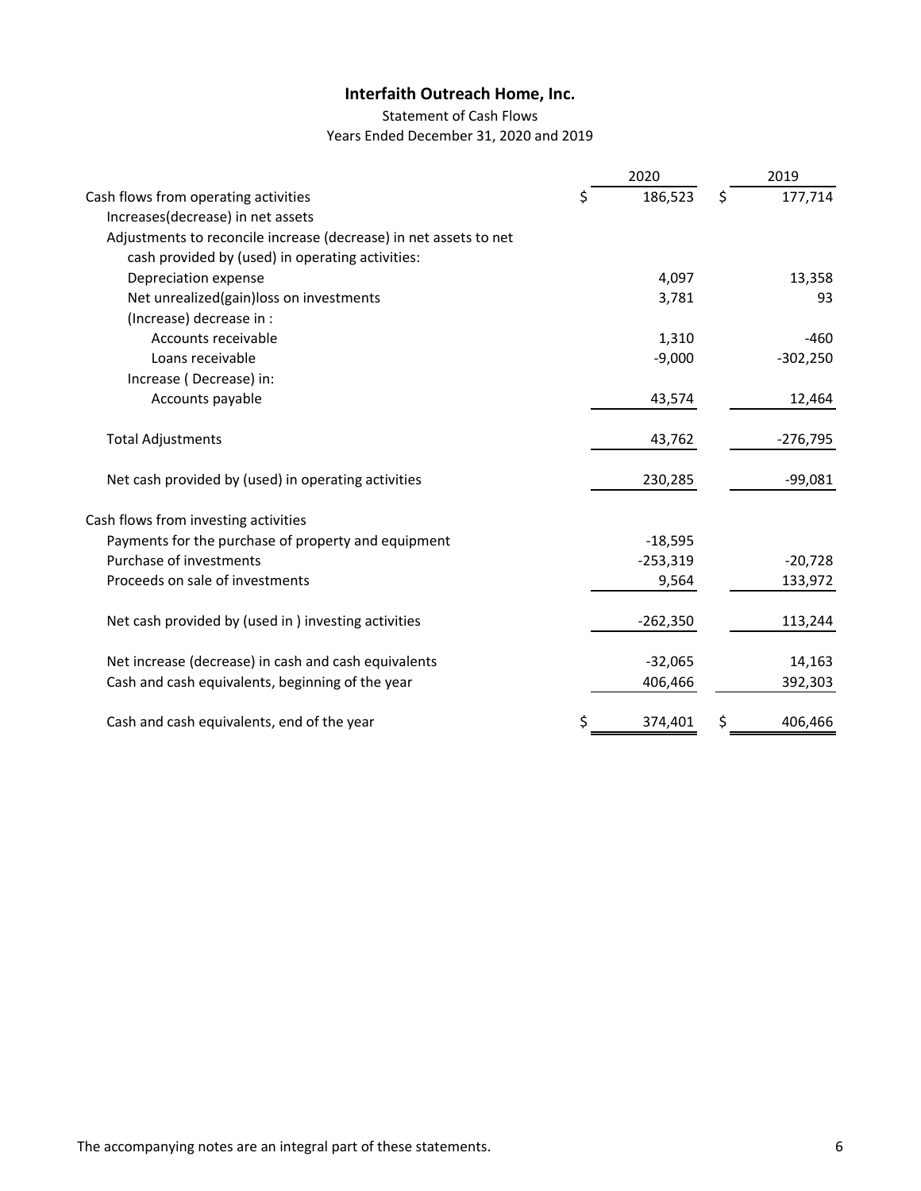**Interfaith Outreach Home, Inc.**

Statement of Cash Flows

Years Ended December 31, 2020 and 2019

| | 2020 | 2019 |
|---|---|---|
| Cash flows from operating activities | $ 186,523 | $ 177,714 |
| Increases(decrease) in net assets | | |
| Adjustments to reconcile increase (decrease) in net assets to net cash provided by (used) in operating activities: | | |
| Depreciation expense | 4,097 | 13,358 |
| Net unrealized(gain)loss on investments | 3,781 | 93 |
| (Increase) decrease in : | | |
| Accounts receivable | 1,310 | -460 |
| Loans receivable | -9,000 | -302,250 |
| Increase ( Decrease) in: | | |
| Accounts payable | 43,574 | 12,464 |
| Total Adjustments | 43,762 | -276,795 |
| Net cash provided by (used) in operating activities | 230,285 | -99,081 |
| Cash flows from investing activities | | |
| Payments for the purchase of property and equipment | -18,595 | |
| Purchase of investments | -253,319 | -20,728 |
| Proceeds on sale of investments | 9,564 | 133,972 |
| Net cash provided by (used in ) investing activities | -262,350 | 113,244 |
| Net increase (decrease) in cash and cash equivalents | -32,065 | 14,163 |
| Cash and cash equivalents, beginning of the year | 406,466 | 392,303 |
| Cash and cash equivalents, end of the year | $ 374,401 | $ 406,466 |

The accompanying notes are an integral part of these statements.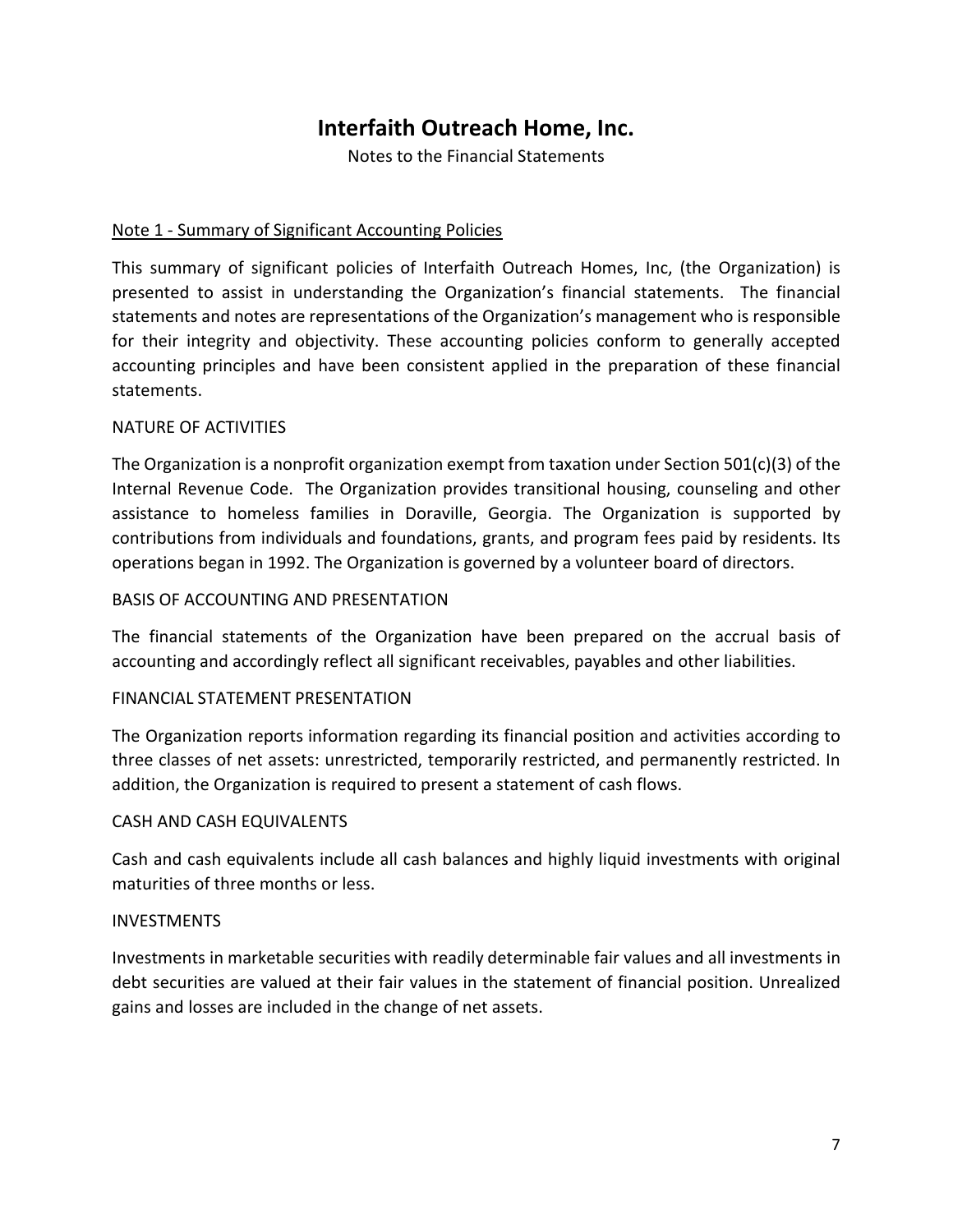# Interfaith Outreach Home, Inc.

Notes to the Financial Statements

Note 1 - Summary of Significant Accounting Policies

This summary of significant policies of Interfaith Outreach Homes, Inc, (the Organization) is presented to assist in understanding the Organization's financial statements. The financial statements and notes are representations of the Organization's management who is responsible for their integrity and objectivity. These accounting policies conform to generally accepted accounting principles and have been consistent applied in the preparation of these financial statements.

NATURE OF ACTIVITIES

The Organization is a nonprofit organization exempt from taxation under Section 501(c)(3) of the Internal Revenue Code. The Organization provides transitional housing, counseling and other assistance to homeless families in Doraville, Georgia. The Organization is supported by contributions from individuals and foundations, grants, and program fees paid by residents. Its operations began in 1992. The Organization is governed by a volunteer board of directors.

BASIS OF ACCOUNTING AND PRESENTATION

The financial statements of the Organization have been prepared on the accrual basis of accounting and accordingly reflect all significant receivables, payables and other liabilities.

FINANCIAL STATEMENT PRESENTATION

The Organization reports information regarding its financial position and activities according to three classes of net assets: unrestricted, temporarily restricted, and permanently restricted. In addition, the Organization is required to present a statement of cash flows.

CASH AND CASH EQUIVALENTS

Cash and cash equivalents include all cash balances and highly liquid investments with original maturities of three months or less.

INVESTMENTS

Investments in marketable securities with readily determinable fair values and all investments in debt securities are valued at their fair values in the statement of financial position. Unrealized gains and losses are included in the change of net assets.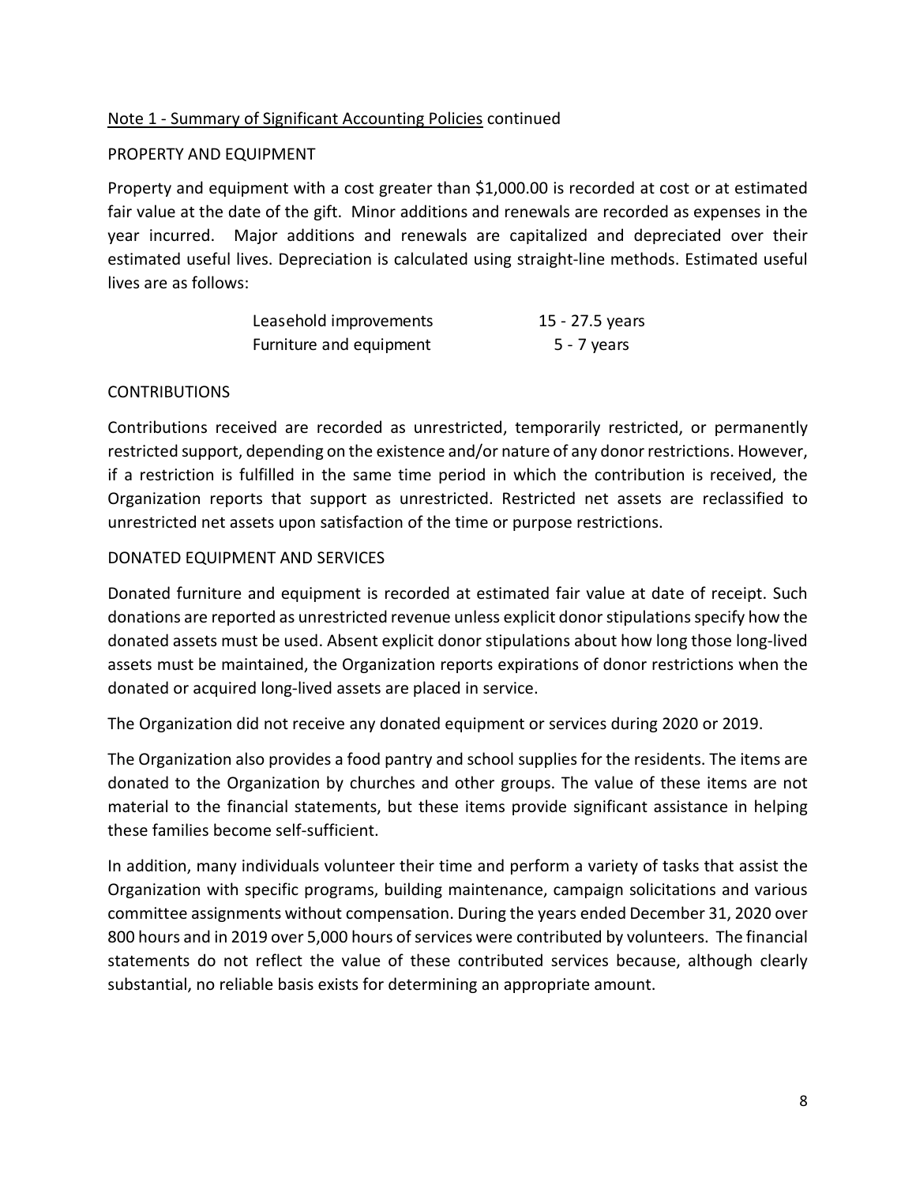Note 1 - Summary of Significant Accounting Policies continued

## PROPERTY AND EQUIPMENT

Property and equipment with a cost greater than $1,000.00 is recorded at cost or at estimated fair value at the date of the gift. Minor additions and renewals are recorded as expenses in the year incurred. Major additions and renewals are capitalized and depreciated over their estimated useful lives. Depreciation is calculated using straight-line methods. Estimated useful lives are as follows:

| | |
|---|---|
| Leasehold improvements | 15 - 27.5 years |
| Furniture and equipment | 5 - 7 years |

## CONTRIBUTIONS

Contributions received are recorded as unrestricted, temporarily restricted, or permanently restricted support, depending on the existence and/or nature of any donor restrictions. However, if a restriction is fulfilled in the same time period in which the contribution is received, the Organization reports that support as unrestricted. Restricted net assets are reclassified to unrestricted net assets upon satisfaction of the time or purpose restrictions.

## DONATED EQUIPMENT AND SERVICES

Donated furniture and equipment is recorded at estimated fair value at date of receipt. Such donations are reported as unrestricted revenue unless explicit donor stipulations specify how the donated assets must be used. Absent explicit donor stipulations about how long those long-lived assets must be maintained, the Organization reports expirations of donor restrictions when the donated or acquired long-lived assets are placed in service.

The Organization did not receive any donated equipment or services during 2020 or 2019.

The Organization also provides a food pantry and school supplies for the residents. The items are donated to the Organization by churches and other groups. The value of these items are not material to the financial statements, but these items provide significant assistance in helping these families become self-sufficient.

In addition, many individuals volunteer their time and perform a variety of tasks that assist the Organization with specific programs, building maintenance, campaign solicitations and various committee assignments without compensation. During the years ended December 31, 2020 over 800 hours and in 2019 over 5,000 hours of services were contributed by volunteers. The financial statements do not reflect the value of these contributed services because, although clearly substantial, no reliable basis exists for determining an appropriate amount.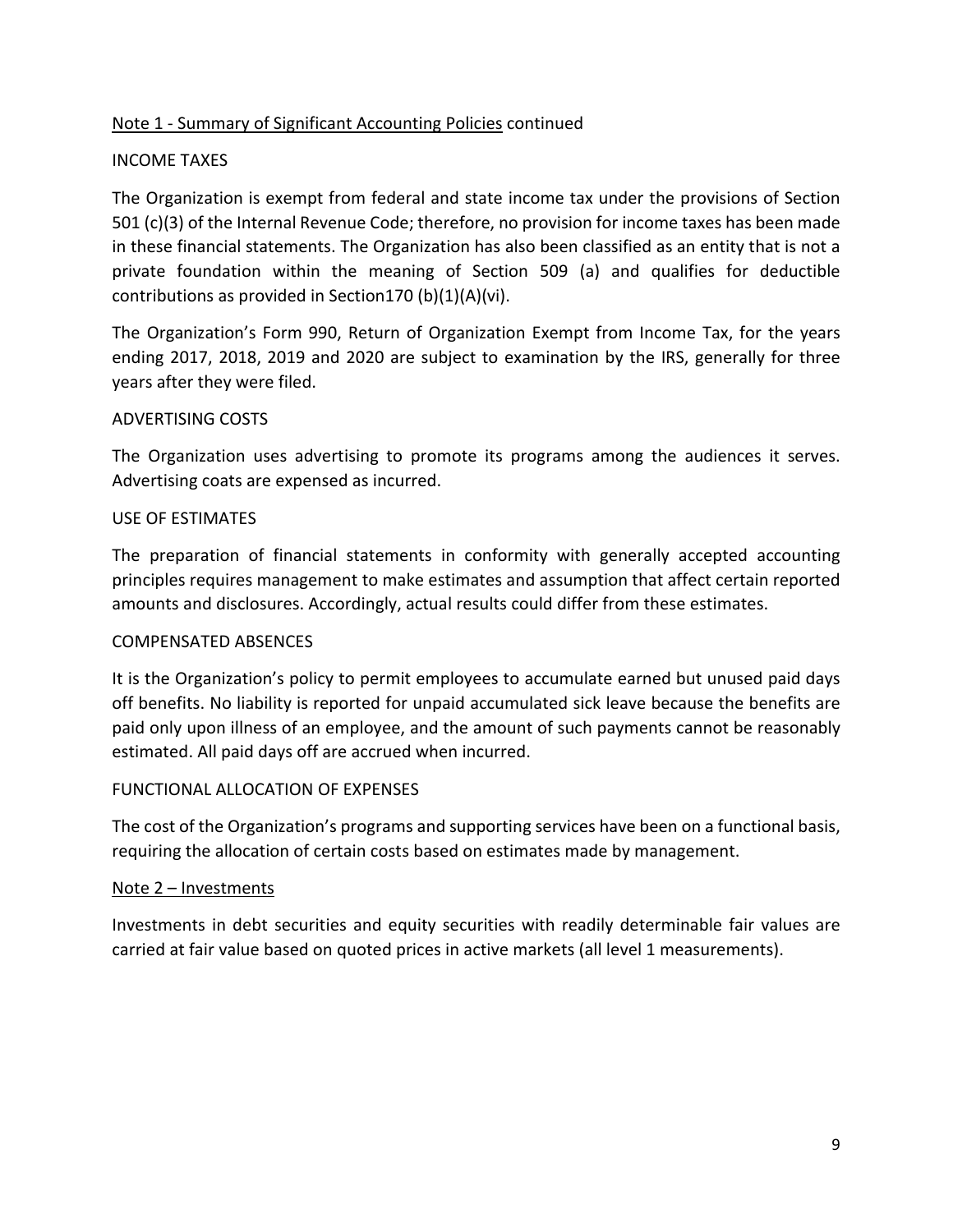Note 1 - Summary of Significant Accounting Policies continued

INCOME TAXES

The Organization is exempt from federal and state income tax under the provisions of Section 501 (c)(3) of the Internal Revenue Code; therefore, no provision for income taxes has been made in these financial statements. The Organization has also been classified as an entity that is not a private foundation within the meaning of Section 509 (a) and qualifies for deductible contributions as provided in Section170 (b)(1)(A)(vi).

The Organization's Form 990, Return of Organization Exempt from Income Tax, for the years ending 2017, 2018, 2019 and 2020 are subject to examination by the IRS, generally for three years after they were filed.

ADVERTISING COSTS

The Organization uses advertising to promote its programs among the audiences it serves. Advertising coats are expensed as incurred.

USE OF ESTIMATES

The preparation of financial statements in conformity with generally accepted accounting principles requires management to make estimates and assumption that affect certain reported amounts and disclosures. Accordingly, actual results could differ from these estimates.

COMPENSATED ABSENCES

It is the Organization's policy to permit employees to accumulate earned but unused paid days off benefits. No liability is reported for unpaid accumulated sick leave because the benefits are paid only upon illness of an employee, and the amount of such payments cannot be reasonably estimated. All paid days off are accrued when incurred.

FUNCTIONAL ALLOCATION OF EXPENSES

The cost of the Organization's programs and supporting services have been on a functional basis, requiring the allocation of certain costs based on estimates made by management.

Note 2 – Investments

Investments in debt securities and equity securities with readily determinable fair values are carried at fair value based on quoted prices in active markets (all level 1 measurements).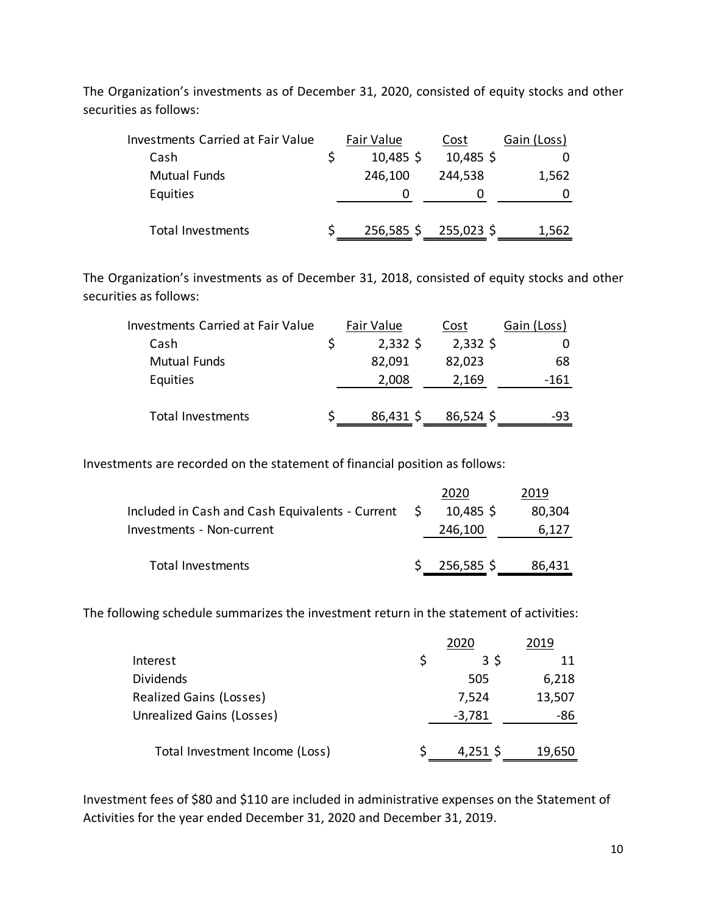The Organization's investments as of December 31, 2020, consisted of equity stocks and other securities as follows:

| Investments Carried at Fair Value | Fair Value | Cost | Gain (Loss) |
|---|---|---|---|
| Cash | $ 10,485 | $ 10,485 | $ 0 |
| Mutual Funds | 246,100 | 244,538 | 1,562 |
| Equities | 0 | 0 | 0 |
| Total Investments | $ 256,585 | $ 255,023 | $ 1,562 |

The Organization's investments as of December 31, 2018, consisted of equity stocks and other securities as follows:

| Investments Carried at Fair Value | Fair Value | Cost | Gain (Loss) |
|---|---|---|---|
| Cash | $ 2,332 | $ 2,332 | $ 0 |
| Mutual Funds | 82,091 | 82,023 | 68 |
| Equities | 2,008 | 2,169 | -161 |
| Total Investments | $ 86,431 | $ 86,524 | $ -93 |

Investments are recorded on the statement of financial position as follows:

| | 2020 | 2019 |
|---|---|---|
| Included in Cash and Cash Equivalents - Current | $ 10,485 | $ 80,304 |
| Investments - Non-current | 246,100 | 6,127 |
| Total Investments | $ 256,585 | $ 86,431 |

The following schedule summarizes the investment return in the statement of activities:

| | 2020 | 2019 |
|---|---|---|
| Interest | $ 3 | $ 11 |
| Dividends | 505 | 6,218 |
| Realized Gains (Losses) | 7,524 | 13,507 |
| Unrealized Gains (Losses) | -3,781 | -86 |
| Total Investment Income (Loss) | $ 4,251 | $ 19,650 |

Investment fees of $80 and $110 are included in administrative expenses on the Statement of Activities for the year ended December 31, 2020 and December 31, 2019.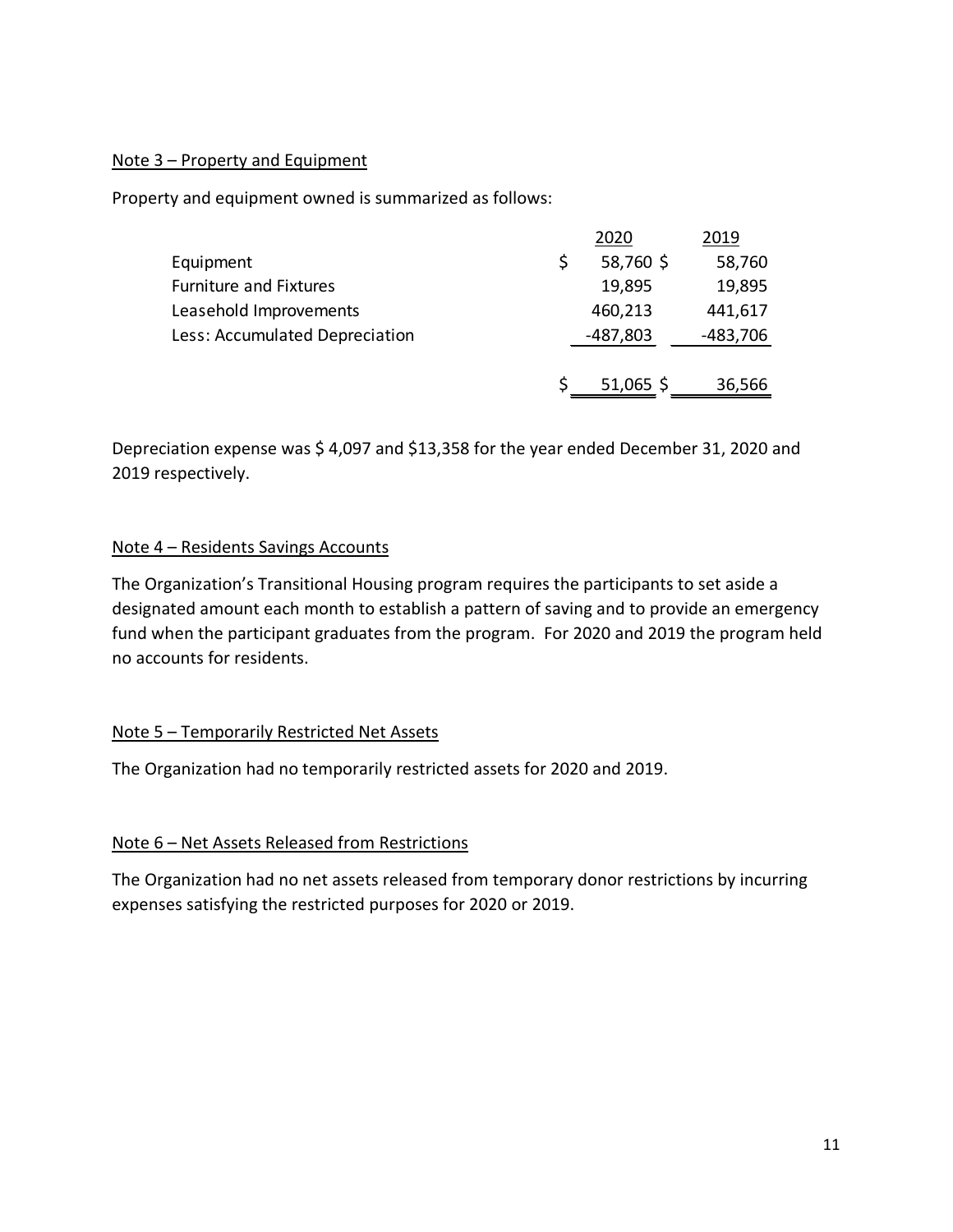Note 3 – Property and Equipment

Property and equipment owned is summarized as follows:

| | 2020 | 2019 |
|---|---|---|
| Equipment | $ 58,760 | $ 58,760 |
| Furniture and Fixtures | 19,895 | 19,895 |
| Leasehold Improvements | 460,213 | 441,617 |
| Less: Accumulated Depreciation | -487,803 | -483,706 |
| | $ 51,065 | $ 36,566 |

Depreciation expense was $ 4,097 and $13,358 for the year ended December 31, 2020 and 2019 respectively.

Note 4 – Residents Savings Accounts

The Organization's Transitional Housing program requires the participants to set aside a designated amount each month to establish a pattern of saving and to provide an emergency fund when the participant graduates from the program. For 2020 and 2019 the program held no accounts for residents.

Note 5 – Temporarily Restricted Net Assets

The Organization had no temporarily restricted assets for 2020 and 2019.

Note 6 – Net Assets Released from Restrictions

The Organization had no net assets released from temporary donor restrictions by incurring expenses satisfying the restricted purposes for 2020 or 2019.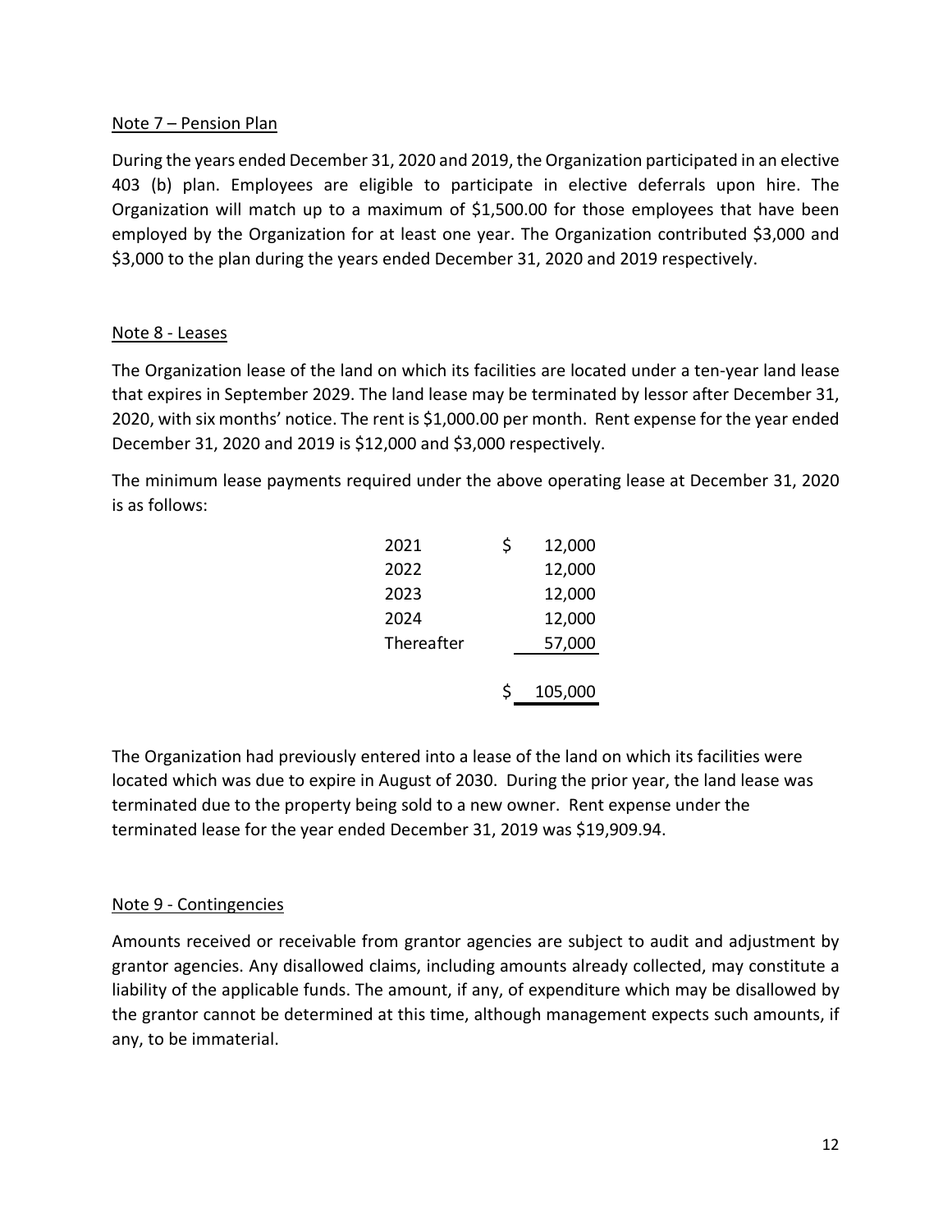## Note 7 – Pension Plan

During the years ended December 31, 2020 and 2019, the Organization participated in an elective 403 (b) plan. Employees are eligible to participate in elective deferrals upon hire. The Organization will match up to a maximum of $1,500.00 for those employees that have been employed by the Organization for at least one year. The Organization contributed $3,000 and $3,000 to the plan during the years ended December 31, 2020 and 2019 respectively.

## Note 8 - Leases

The Organization lease of the land on which its facilities are located under a ten-year land lease that expires in September 2029. The land lease may be terminated by lessor after December 31, 2020, with six months' notice. The rent is $1,000.00 per month. Rent expense for the year ended December 31, 2020 and 2019 is $12,000 and $3,000 respectively.

The minimum lease payments required under the above operating lease at December 31, 2020 is as follows:

| | |
|---|---|
| 2021 | $ 12,000 |
| 2022 | 12,000 |
| 2023 | 12,000 |
| 2024 | 12,000 |
| Thereafter | 57,000 |
| | $ 105,000 |

The Organization had previously entered into a lease of the land on which its facilities were located which was due to expire in August of 2030. During the prior year, the land lease was terminated due to the property being sold to a new owner. Rent expense under the terminated lease for the year ended December 31, 2019 was $19,909.94.

## Note 9 - Contingencies

Amounts received or receivable from grantor agencies are subject to audit and adjustment by grantor agencies. Any disallowed claims, including amounts already collected, may constitute a liability of the applicable funds. The amount, if any, of expenditure which may be disallowed by the grantor cannot be determined at this time, although management expects such amounts, if any, to be immaterial.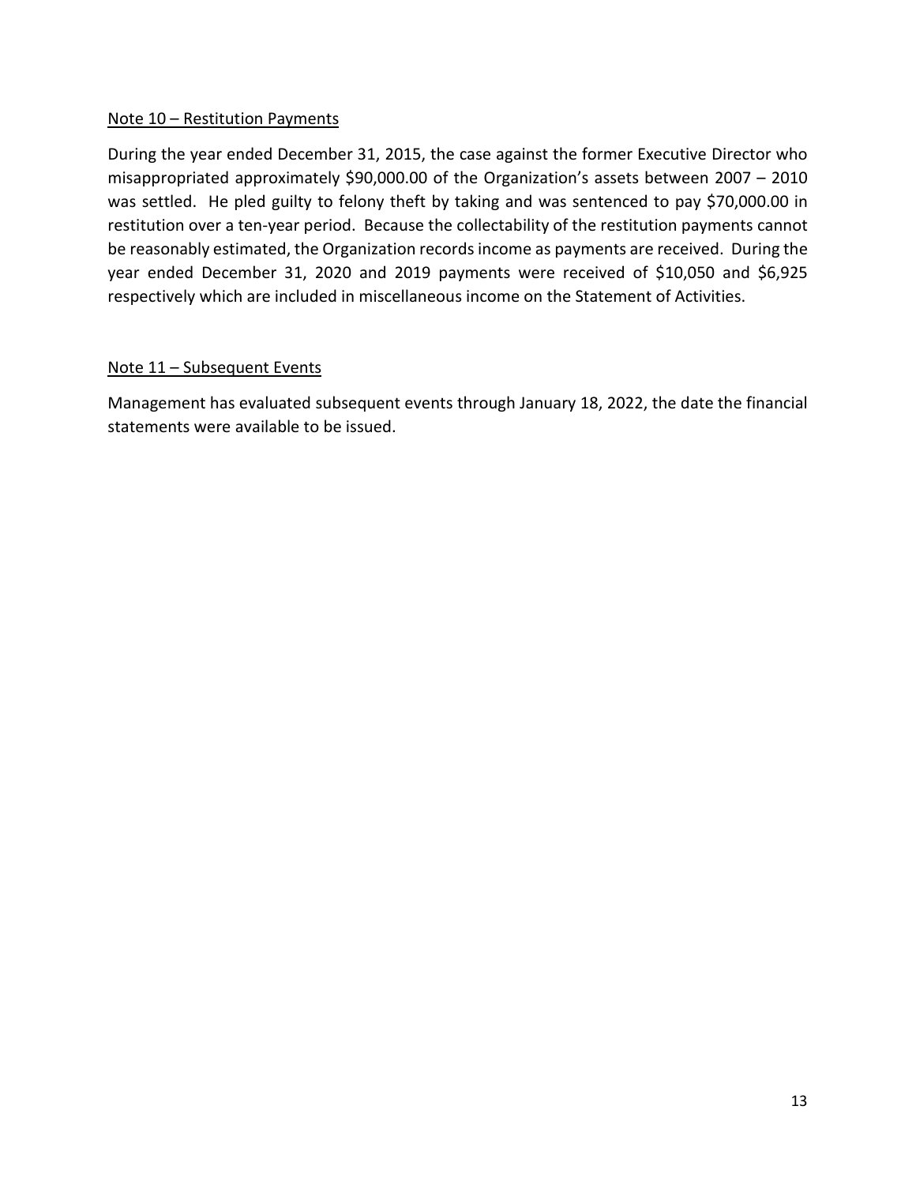Note 10 – Restitution Payments

During the year ended December 31, 2015, the case against the former Executive Director who misappropriated approximately $90,000.00 of the Organization's assets between 2007 – 2010 was settled. He pled guilty to felony theft by taking and was sentenced to pay $70,000.00 in restitution over a ten-year period. Because the collectability of the restitution payments cannot be reasonably estimated, the Organization records income as payments are received. During the year ended December 31, 2020 and 2019 payments were received of $10,050 and $6,925 respectively which are included in miscellaneous income on the Statement of Activities.

Note 11 – Subsequent Events

Management has evaluated subsequent events through January 18, 2022, the date the financial statements were available to be issued.